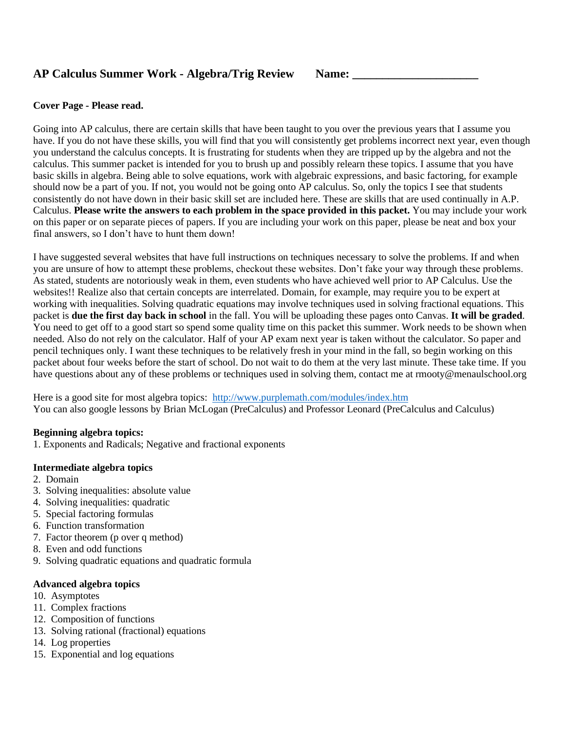## AP Calculus Summer Work - Algebra/Trig Review  Name: ____________________

**Cover Page - Please read.**

Going into AP calculus, there are certain skills that have been taught to you over the previous years that I assume you have. If you do not have these skills, you will find that you will consistently get problems incorrect next year, even though you understand the calculus concepts. It is frustrating for students when they are tripped up by the algebra and not the calculus. This summer packet is intended for you to brush up and possibly relearn these topics. I assume that you have basic skills in algebra. Being able to solve equations, work with algebraic expressions, and basic factoring, for example should now be a part of you. If not, you would not be going onto AP calculus. So, only the topics I see that students consistently do not have down in their basic skill set are included here. These are skills that are used continually in A.P. Calculus. **Please write the answers to each problem in the space provided in this packet.** You may include your work on this paper or on separate pieces of papers. If you are including your work on this paper, please be neat and box your final answers, so I don't have to hunt them down!

I have suggested several websites that have full instructions on techniques necessary to solve the problems. If and when you are unsure of how to attempt these problems, checkout these websites. Don't fake your way through these problems. As stated, students are notoriously weak in them, even students who have achieved well prior to AP Calculus. Use the websites!! Realize also that certain concepts are interrelated. Domain, for example, may require you to be expert at working with inequalities. Solving quadratic equations may involve techniques used in solving fractional equations. This packet is **due the first day back in school** in the fall. You will be uploading these pages onto Canvas. **It will be graded**. You need to get off to a good start so spend some quality time on this packet this summer. Work needs to be shown when needed. Also do not rely on the calculator. Half of your AP exam next year is taken without the calculator. So paper and pencil techniques only. I want these techniques to be relatively fresh in your mind in the fall, so begin working on this packet about four weeks before the start of school. Do not wait to do them at the very last minute. These take time. If you have questions about any of these problems or techniques used in solving them, contact me at rmooty@menaulschool.org

Here is a good site for most algebra topics: http://www.purplemath.com/modules/index.htm
You can also google lessons by Brian McLogan (PreCalculus) and Professor Leonard (PreCalculus and Calculus)

**Beginning algebra topics:**

1. Exponents and Radicals; Negative and fractional exponents

**Intermediate algebra topics**

2. Domain
3. Solving inequalities: absolute value
4. Solving inequalities: quadratic
5. Special factoring formulas
6. Function transformation
7. Factor theorem (p over q method)
8. Even and odd functions
9. Solving quadratic equations and quadratic formula

**Advanced algebra topics**

10. Asymptotes
11. Complex fractions
12. Composition of functions
13. Solving rational (fractional) equations
14. Log properties
15. Exponential and log equations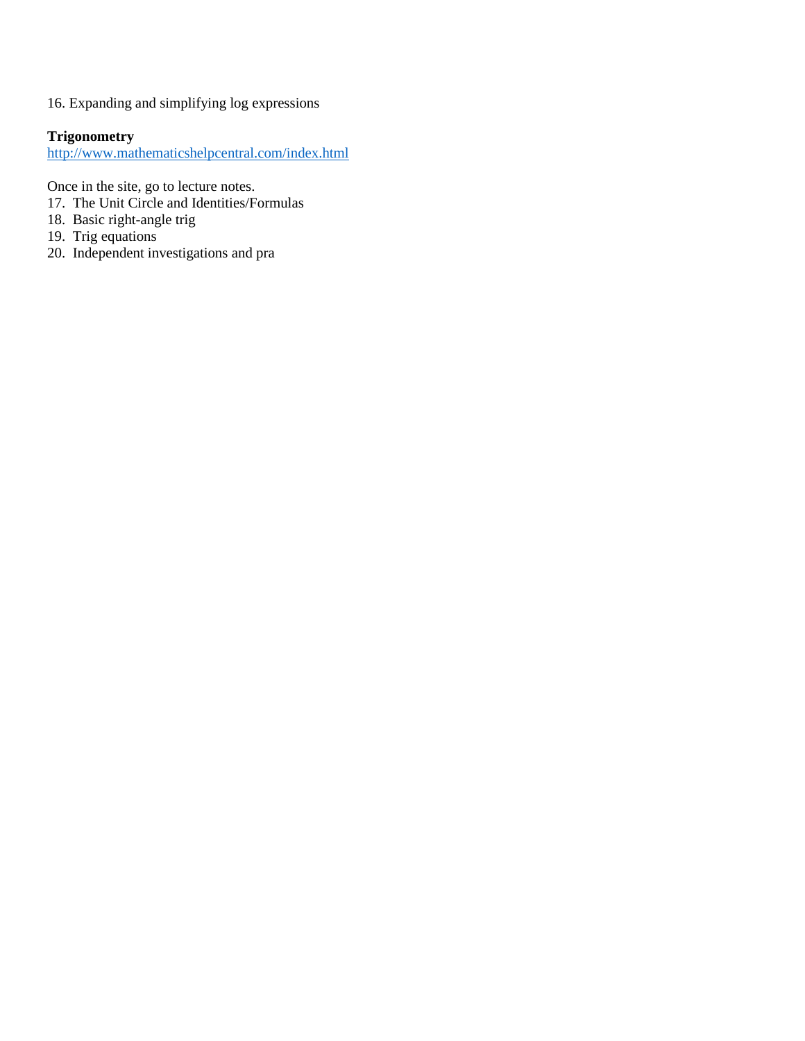16. Expanding and simplifying log expressions

**Trigonometry**
http://www.mathematicshelpcentral.com/index.html

Once in the site, go to lecture notes.

17. The Unit Circle and Identities/Formulas
18. Basic right-angle trig
19. Trig equations
20. Independent investigations and pra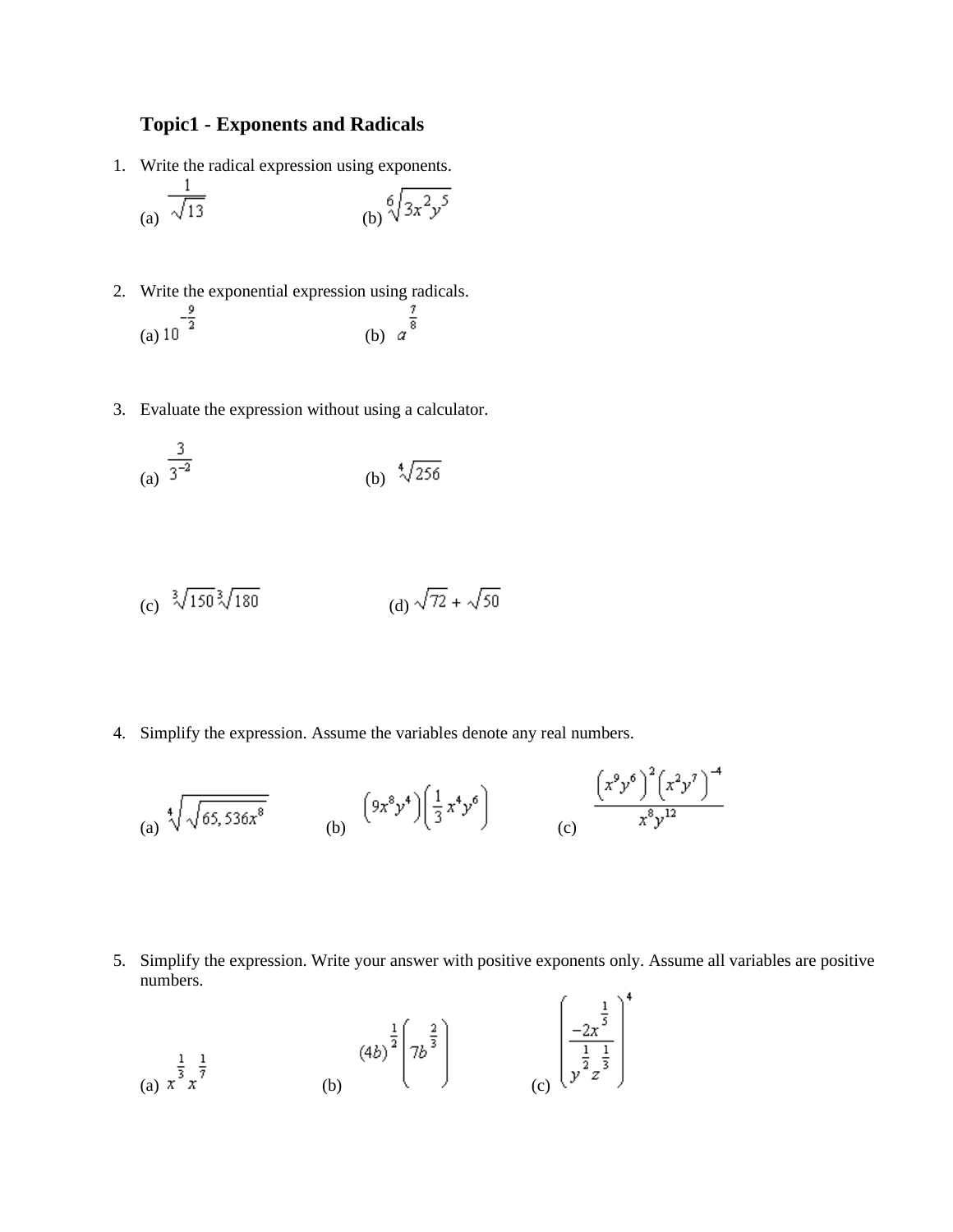### Topic1 - Exponents and Radicals

1. Write the radical expression using exponents.

   (a) $\dfrac{1}{\sqrt{13}}$ (b) $\sqrt[6]{3x^2y^5}$

2. Write the exponential expression using radicals.

   (a) $10^{-\frac{9}{2}}$ (b) $a^{\frac{7}{8}}$

3. Evaluate the expression without using a calculator.

   (a) $\dfrac{3}{3^{-2}}$ (b) $\sqrt[4]{256}$

   (c) $\sqrt[3]{150}\sqrt[3]{180}$ (d) $\sqrt{72}+\sqrt{50}$

4. Simplify the expression. Assume the variables denote any real numbers.

   (a) $\sqrt[4]{\sqrt{65{,}536x^8}}$ (b) $\left(9x^8y^4\right)\left(\frac{1}{3}x^4y^6\right)$ (c) $\dfrac{\left(x^9y^6\right)^2\left(x^2y^7\right)^{-4}}{x^8y^{12}}$

5. Simplify the expression. Write your answer with positive exponents only. Assume all variables are positive numbers.

   (a) $x^{\frac{1}{3}}x^{\frac{1}{7}}$ (b) $(4b)^{\frac{1}{2}}\left(7b^{\frac{2}{3}}\right)$ (c) $\left(\dfrac{-2x^{\frac{1}{5}}}{y^{\frac{1}{2}}z^{\frac{1}{3}}}\right)^4$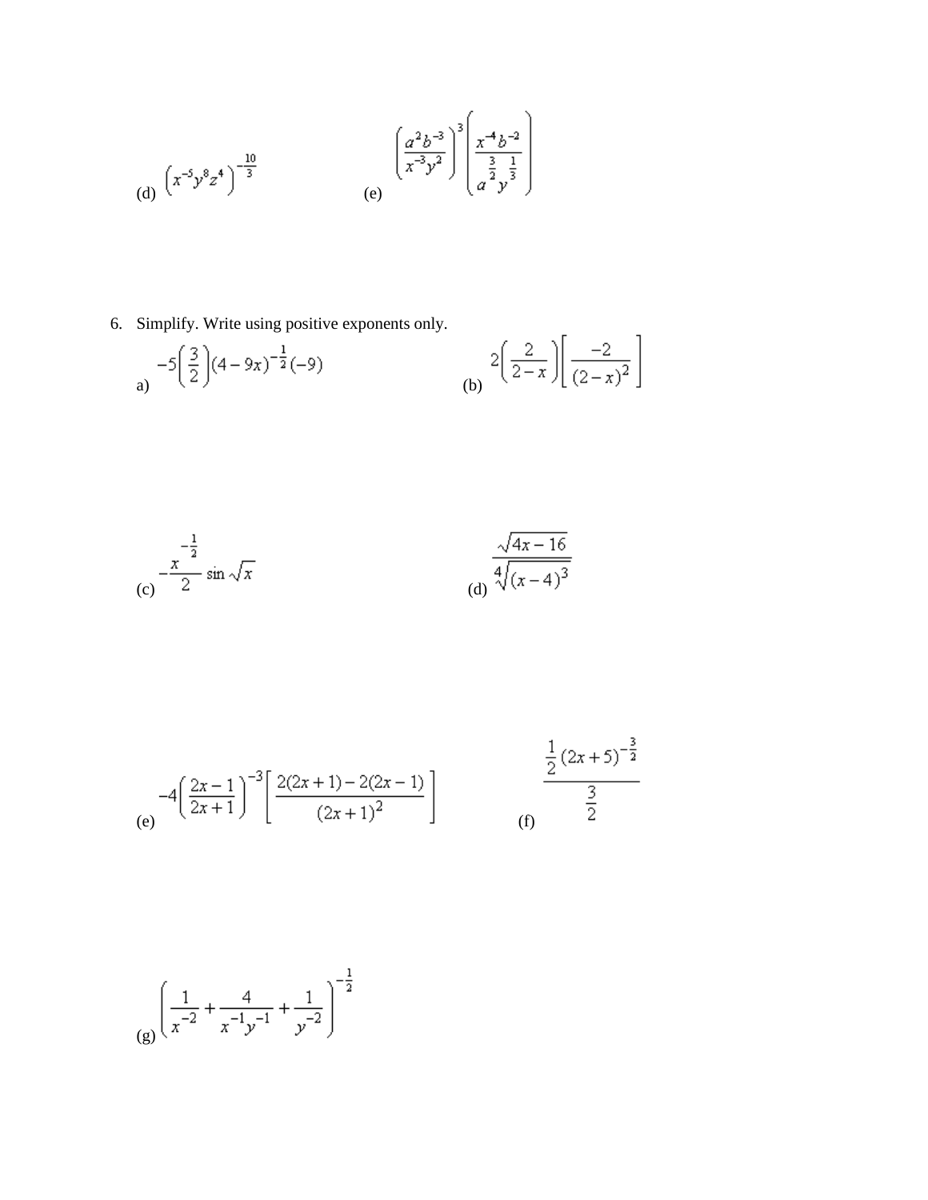(d) $\left(x^{-5}y^{8}z^{4}\right)^{-\frac{10}{3}}$

(e) $\left(\dfrac{a^{2}b^{-3}}{x^{-3}y^{2}}\right)^{3}\left(\dfrac{x^{-4}b^{-2}}{a^{\frac{3}{2}}y^{\frac{1}{3}}}\right)$

6. Simplify. Write using positive exponents only.

a) $-5\left(\dfrac{3}{2}\right)(4-9x)^{-\frac{1}{2}}(-9)$

(b) $2\left(\dfrac{2}{2-x}\right)\left[\dfrac{-2}{(2-x)^{2}}\right]$

(c) $-\dfrac{x^{-\frac{1}{2}}}{2}\sin\sqrt{x}$

(d) $\dfrac{\sqrt{4x-16}}{\sqrt[4]{(x-4)^{3}}}$

(e) $-4\left(\dfrac{2x-1}{2x+1}\right)^{-3}\left[\dfrac{2(2x+1)-2(2x-1)}{(2x+1)^{2}}\right]$

(f) $\dfrac{\frac{1}{2}(2x+5)^{-\frac{3}{2}}}{\frac{3}{2}}$

(g) $\left(\dfrac{1}{x^{-2}}+\dfrac{4}{x^{-1}y^{-1}}+\dfrac{1}{y^{-2}}\right)^{-\frac{1}{2}}$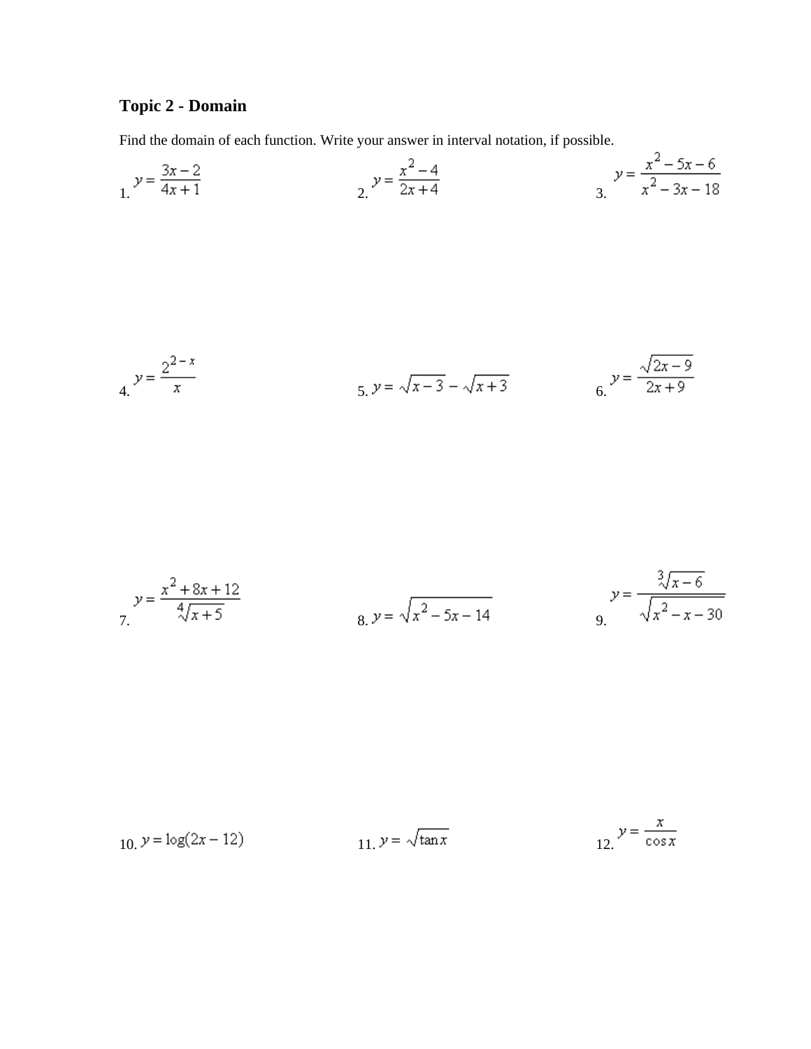## Topic 2 - Domain

Find the domain of each function. Write your answer in interval notation, if possible.

1. $y = \dfrac{3x-2}{4x+1}$

2. $y = \dfrac{x^2-4}{2x+4}$

3. $y = \dfrac{x^2-5x-6}{x^2-3x-18}$

4. $y = \dfrac{2^{2-x}}{x}$

5. $y = \sqrt{x-3} - \sqrt{x+3}$

6. $y = \dfrac{\sqrt{2x-9}}{2x+9}$

7. $y = \dfrac{x^2+8x+12}{\sqrt[4]{x+5}}$

8. $y = \sqrt{x^2-5x-14}$

9. $y = \dfrac{\sqrt[3]{x-6}}{\sqrt{x^2-x-30}}$

10. $y = \log(2x-12)$

11. $y = \sqrt{\tan x}$

12. $y = \dfrac{x}{\cos x}$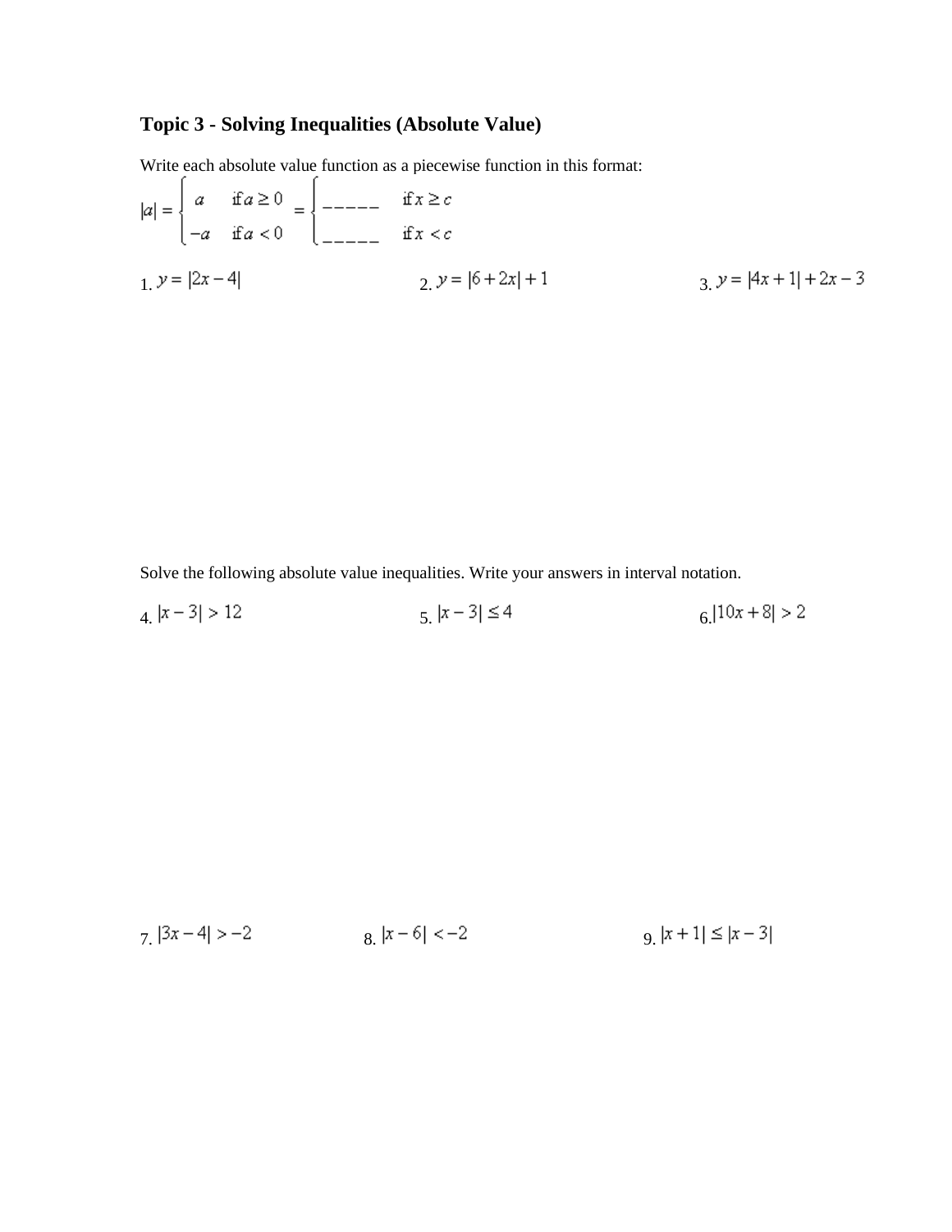## Topic 3 - Solving Inequalities (Absolute Value)

Write each absolute value function as a piecewise function in this format:

$$|a| = \begin{cases} a & \text{if } a \geq 0 \\ -a & \text{if } a < 0 \end{cases} = \begin{cases} \_\_\_\_\_ & \text{if } x \geq c \\ \_\_\_\_\_ & \text{if } x < c \end{cases}$$

1. $y = |2x - 4|$

2. $y = |6 + 2x| + 1$

3. $y = |4x + 1| + 2x - 3$

Solve the following absolute value inequalities. Write your answers in interval notation.

4. $|x - 3| > 12$

5. $|x - 3| \leq 4$

6. $|10x + 8| > 2$

7. $|3x - 4| > -2$

8. $|x - 6| < -2$

9. $|x + 1| \leq |x - 3|$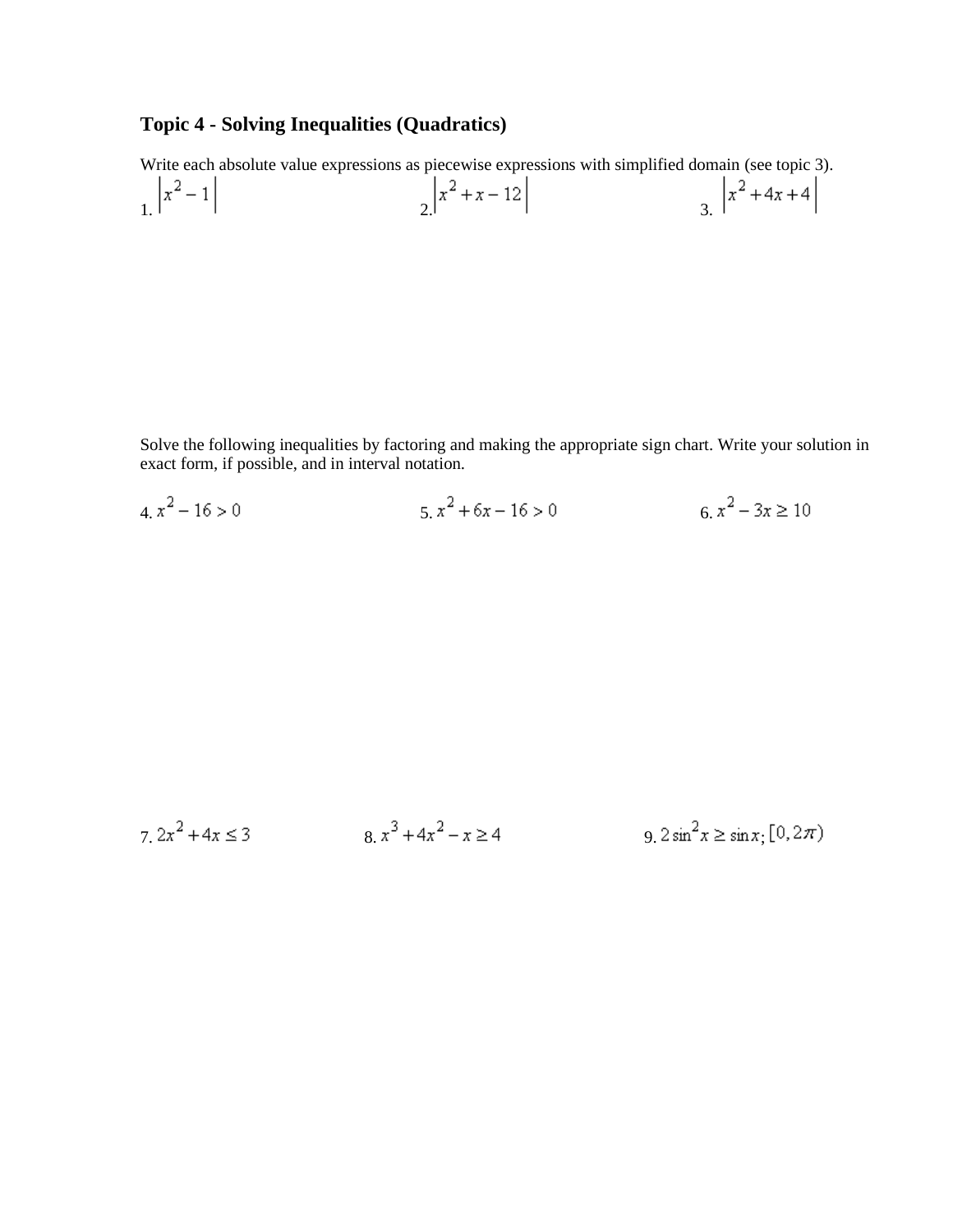## Topic 4 - Solving Inequalities (Quadratics)

Write each absolute value expressions as piecewise expressions with simplified domain (see topic 3).

1. $\left|x^2 - 1\right|$

2. $\left|x^2 + x - 12\right|$

3. $\left|x^2 + 4x + 4\right|$

Solve the following inequalities by factoring and making the appropriate sign chart. Write your solution in exact form, if possible, and in interval notation.

4. $x^2 - 16 > 0$

5. $x^2 + 6x - 16 > 0$

6. $x^2 - 3x \geq 10$

7. $2x^2 + 4x \leq 3$

8. $x^3 + 4x^2 - x \geq 4$

9. $2\sin^2 x \geq \sin x$; $[0, 2\pi)$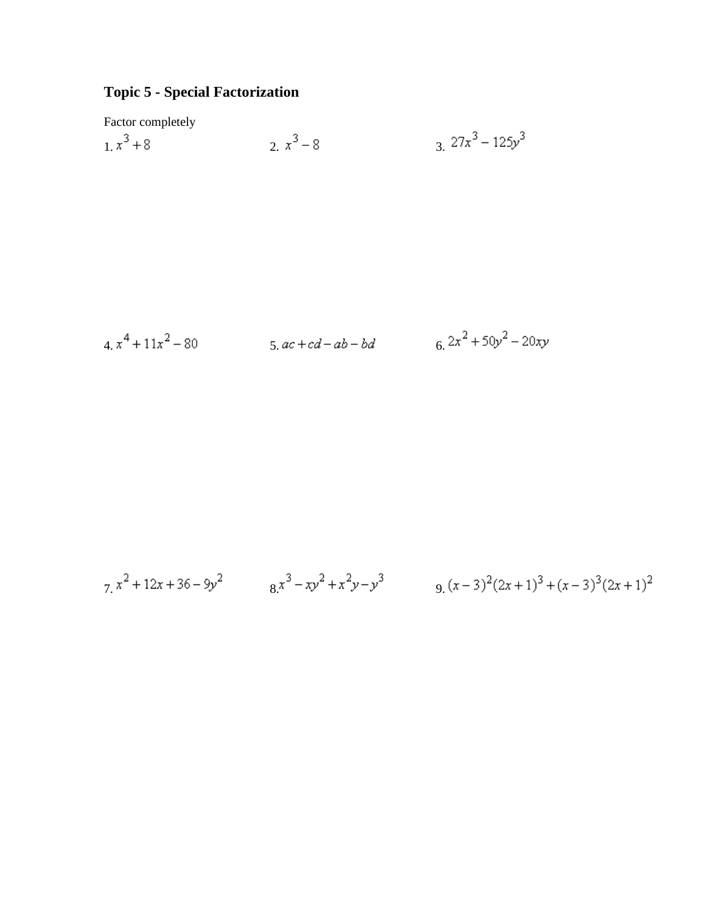# Topic 5 - Special Factorization

Factor completely

1. $x^3 + 8$

2. $x^3 - 8$

3. $27x^3 - 125y^3$

4. $x^4 + 11x^2 - 80$

5. $ac + cd - ab - bd$

6. $2x^2 + 50y^2 - 20xy$

7. $x^2 + 12x + 36 - 9y^2$

8. $x^3 - xy^2 + x^2y - y^3$

9. $(x-3)^2(2x+1)^3 + (x-3)^3(2x+1)^2$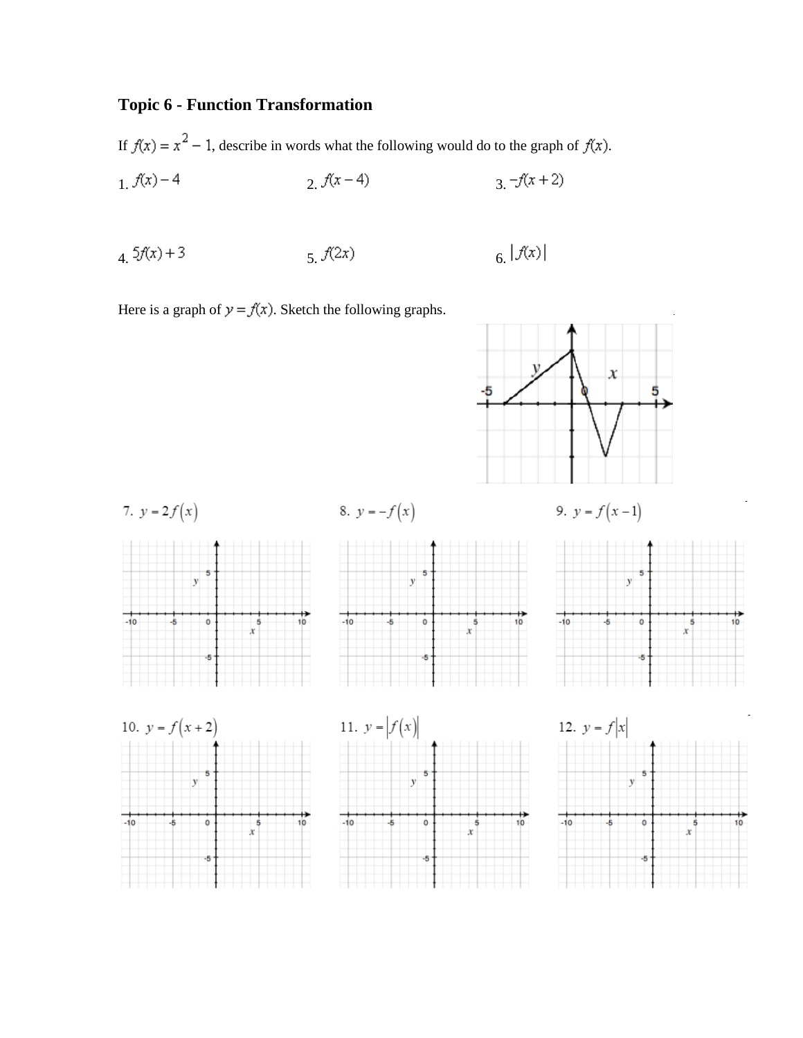## Topic 6 - Function Transformation

If $f(x) = x^2 - 1$, describe in words what the following would do to the graph of $f(x)$.

1. $f(x) - 4$

2. $f(x - 4)$

3. $-f(x + 2)$

4. $5f(x) + 3$

5. $f(2x)$

6. $|f(x)|$

Here is a graph of $y = f(x)$. Sketch the following graphs.

7. $y = 2f(x)$

8. $y = -f(x)$

9. $y = f(x - 1)$

10. $y = f(x + 2)$

11. $y = |f(x)|$

12. $y = f|x|$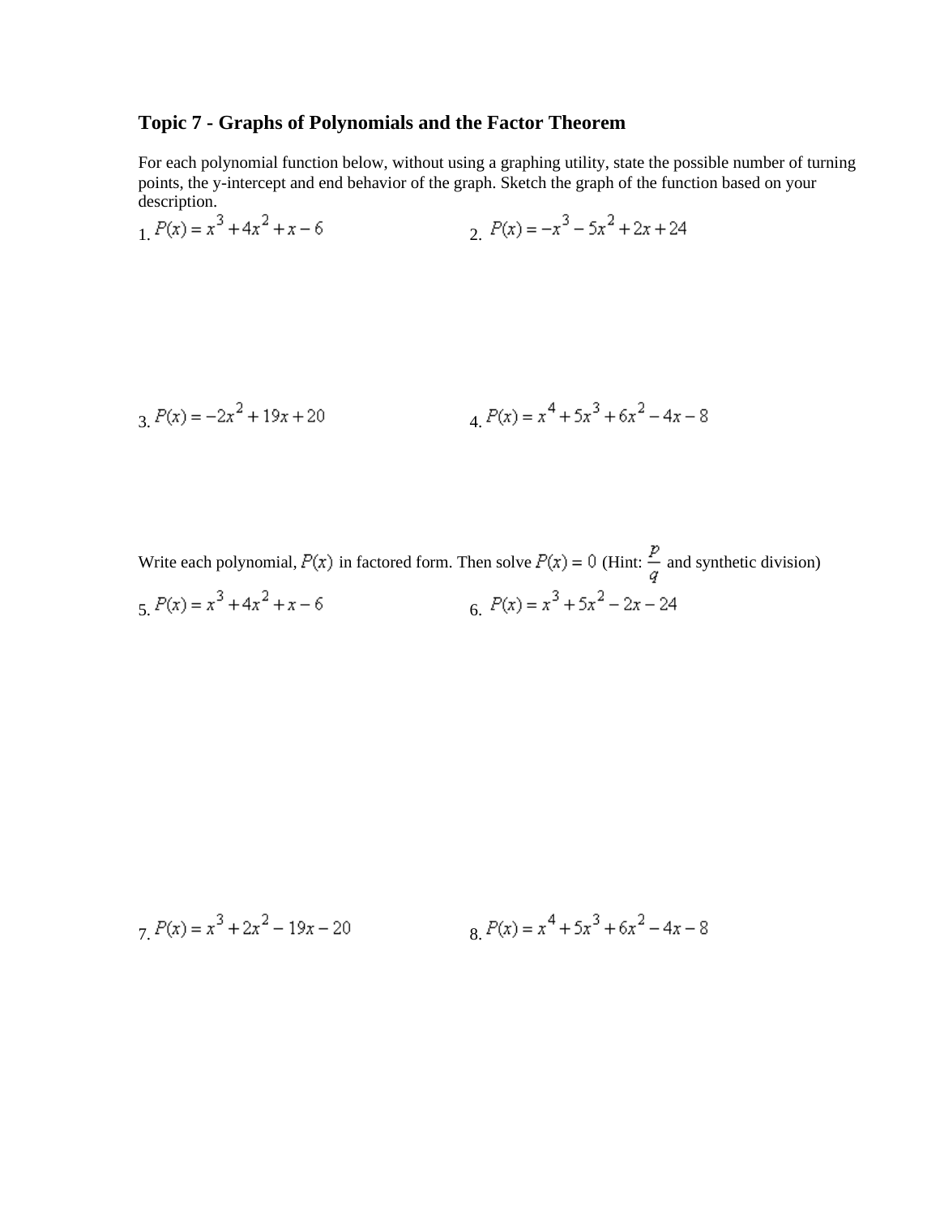## Topic 7 - Graphs of Polynomials and the Factor Theorem

For each polynomial function below, without using a graphing utility, state the possible number of turning points, the y-intercept and end behavior of the graph. Sketch the graph of the function based on your description.

1. $P(x) = x^3 + 4x^2 + x - 6$

2. $P(x) = -x^3 - 5x^2 + 2x + 24$

3. $P(x) = -2x^2 + 19x + 20$

4. $P(x) = x^4 + 5x^3 + 6x^2 - 4x - 8$

Write each polynomial, $P(x)$ in factored form. Then solve $P(x) = 0$ (Hint: $\frac{p}{q}$ and synthetic division)

5. $P(x) = x^3 + 4x^2 + x - 6$

6. $P(x) = x^3 + 5x^2 - 2x - 24$

7. $P(x) = x^3 + 2x^2 - 19x - 20$

8. $P(x) = x^4 + 5x^3 + 6x^2 - 4x - 8$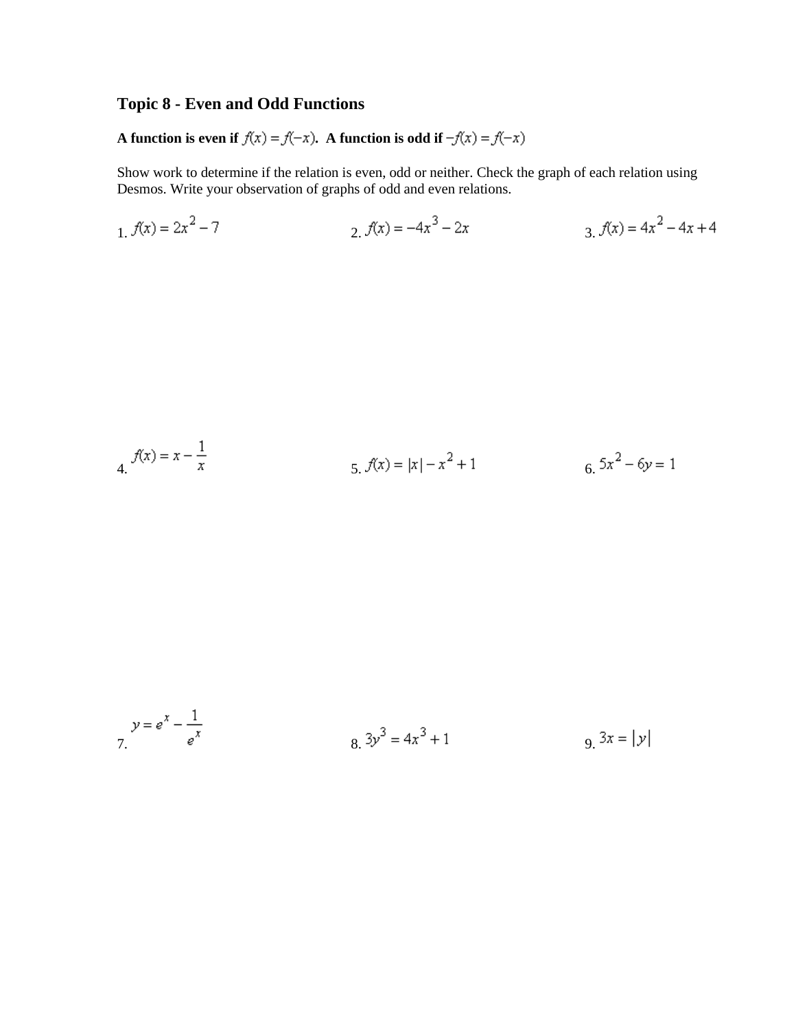## Topic 8 - Even and Odd Functions

**A function is even if $f(x) = f(-x)$. A function is odd if $-f(x) = f(-x)$**

Show work to determine if the relation is even, odd or neither. Check the graph of each relation using Desmos. Write your observation of graphs of odd and even relations.

1. $f(x) = 2x^2 - 7$

2. $f(x) = -4x^3 - 2x$

3. $f(x) = 4x^2 - 4x + 4$

4. $f(x) = x - \dfrac{1}{x}$

5. $f(x) = |x| - x^2 + 1$

6. $5x^2 - 6y = 1$

7. $y = e^x - \dfrac{1}{e^x}$

8. $3y^3 = 4x^3 + 1$

9. $3x = |y|$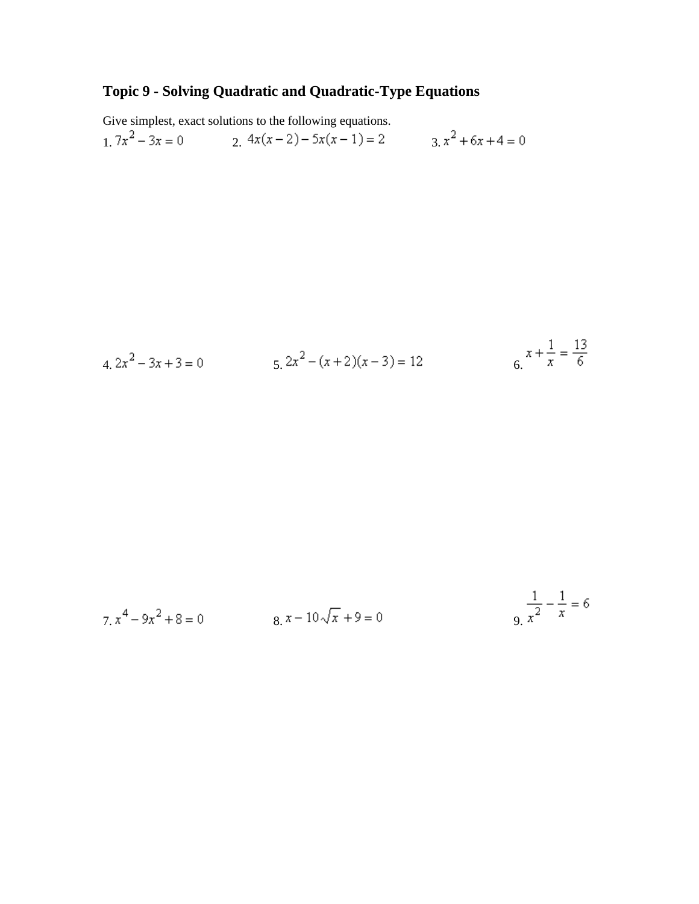## Topic 9 - Solving Quadratic and Quadratic-Type Equations

Give simplest, exact solutions to the following equations.

1. $7x^2 - 3x = 0$

2. $4x(x-2) - 5x(x-1) = 2$

3. $x^2 + 6x + 4 = 0$

4. $2x^2 - 3x + 3 = 0$

5. $2x^2 - (x+2)(x-3) = 12$

6. $x + \frac{1}{x} = \frac{13}{6}$

7. $x^4 - 9x^2 + 8 = 0$

8. $x - 10\sqrt{x} + 9 = 0$

9. $\frac{1}{x^2} - \frac{1}{x} = 6$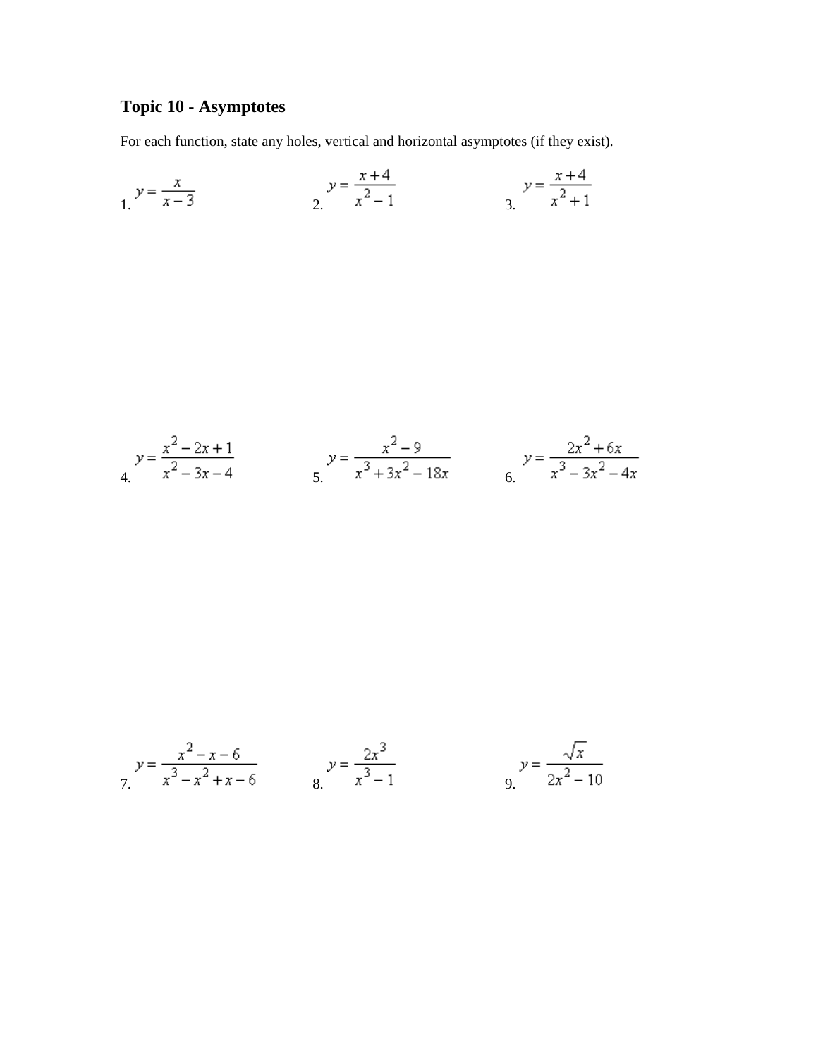# Topic 10 - Asymptotes

For each function, state any holes, vertical and horizontal asymptotes (if they exist).

1. $y = \dfrac{x}{x-3}$

2. $y = \dfrac{x+4}{x^2-1}$

3. $y = \dfrac{x+4}{x^2+1}$

4. $y = \dfrac{x^2-2x+1}{x^2-3x-4}$

5. $y = \dfrac{x^2-9}{x^3+3x^2-18x}$

6. $y = \dfrac{2x^2+6x}{x^3-3x^2-4x}$

7. $y = \dfrac{x^2-x-6}{x^3-x^2+x-6}$

8. $y = \dfrac{2x^3}{x^3-1}$

9. $y = \dfrac{\sqrt{x}}{2x^2-10}$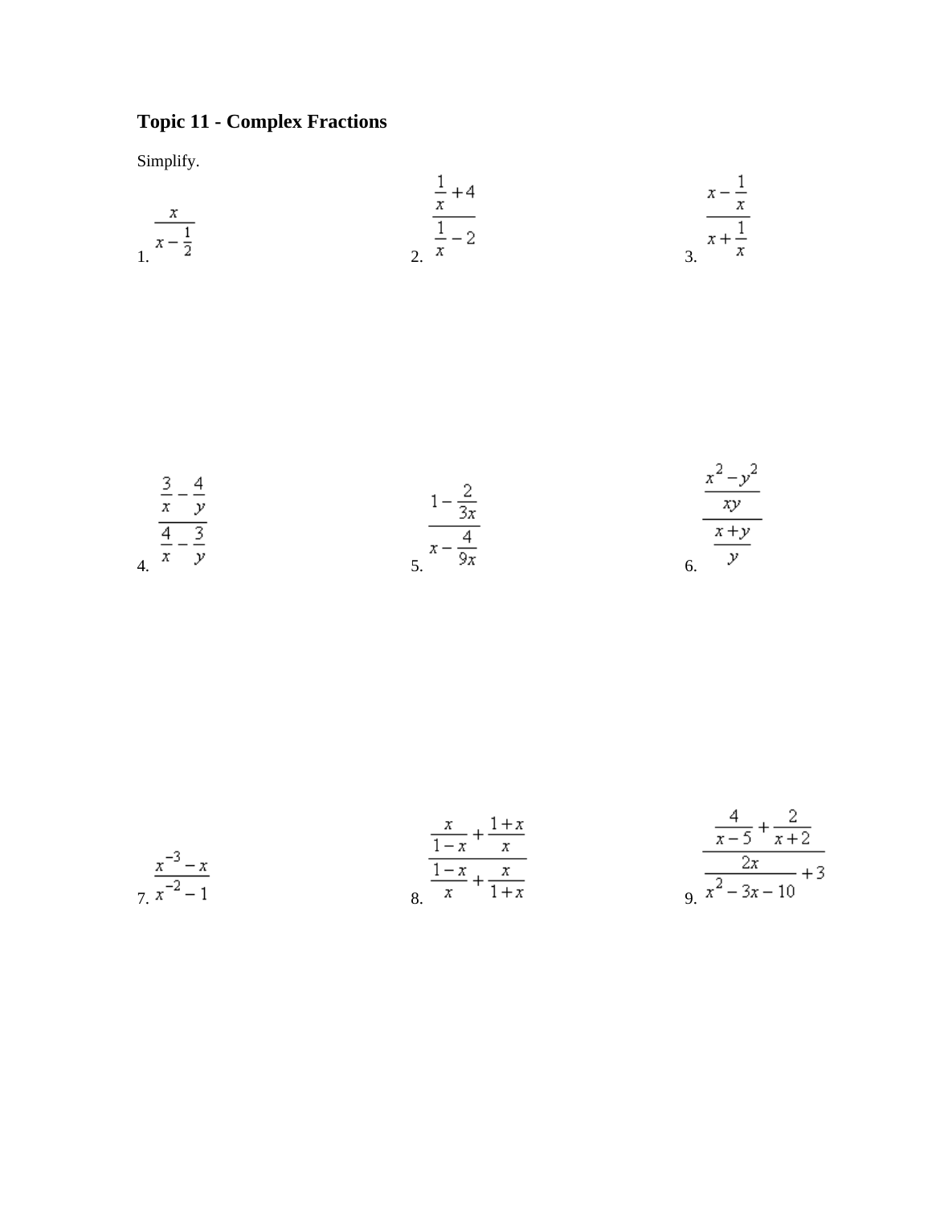# Topic 11 - Complex Fractions

Simplify.

1. $\dfrac{x}{x-\frac{1}{2}}$

2. $\dfrac{\frac{1}{x}+4}{\frac{1}{x}-2}$

3. $\dfrac{x-\frac{1}{x}}{x+\frac{1}{x}}$

4. $\dfrac{\frac{3}{x}-\frac{4}{y}}{\frac{4}{x}-\frac{3}{y}}$

5. $\dfrac{1-\frac{2}{3x}}{x-\frac{4}{9x}}$

6. $\dfrac{\frac{x^2-y^2}{xy}}{\frac{x+y}{y}}$

7. $\dfrac{x^{-3}-x}{x^{-2}-1}$

8. $\dfrac{\frac{x}{1-x}+\frac{1+x}{x}}{\frac{1-x}{x}+\frac{x}{1+x}}$

9. $\dfrac{\frac{4}{x-5}+\frac{2}{x+2}}{\frac{2x}{x^2-3x-10}+3}$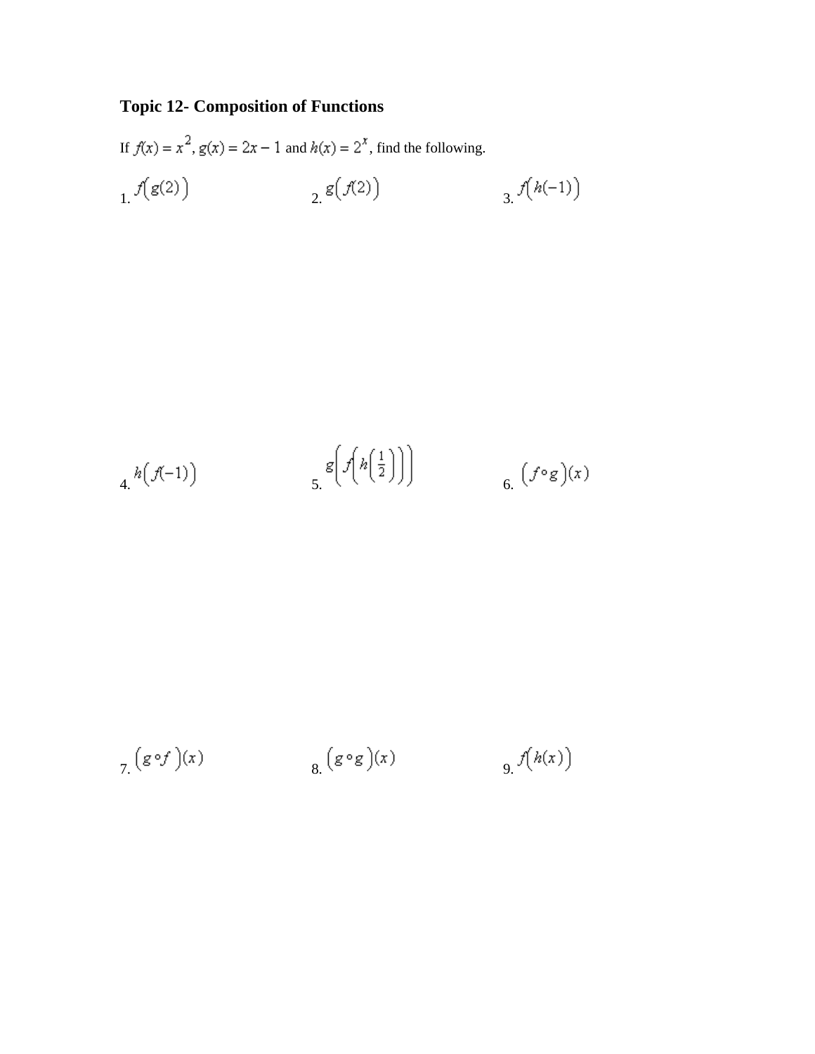## Topic 12- Composition of Functions

If $f(x) = x^2$, $g(x) = 2x - 1$ and $h(x) = 2^x$, find the following.

1. $f\big(g(2)\big)$

2. $g\big(f(2)\big)$

3. $f\big(h(-1)\big)$

4. $h\big(f(-1)\big)$

5. $g\left(f\left(h\left(\frac{1}{2}\right)\right)\right)$

6. $\big(f \circ g\big)(x)$

7. $\big(g \circ f\big)(x)$

8. $\big(g \circ g\big)(x)$

9. $f\big(h(x)\big)$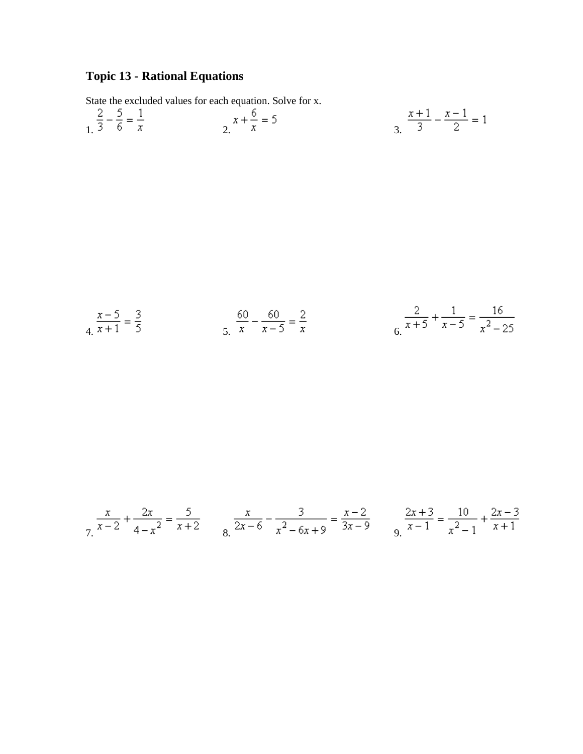# Topic 13 - Rational Equations

State the excluded values for each equation. Solve for x.

1. $\frac{2}{3} - \frac{5}{6} = \frac{1}{x}$

2. $x + \frac{6}{x} = 5$

3. $\frac{x+1}{3} - \frac{x-1}{2} = 1$

4. $\frac{x-5}{x+1} = \frac{3}{5}$

5. $\frac{60}{x} - \frac{60}{x-5} = \frac{2}{x}$

6. $\frac{2}{x+5} + \frac{1}{x-5} = \frac{16}{x^2-25}$

7. $\frac{x}{x-2} + \frac{2x}{4-x^2} = \frac{5}{x+2}$

8. $\frac{x}{2x-6} - \frac{3}{x^2-6x+9} = \frac{x-2}{3x-9}$

9. $\frac{2x+3}{x-1} = \frac{10}{x^2-1} + \frac{2x-3}{x+1}$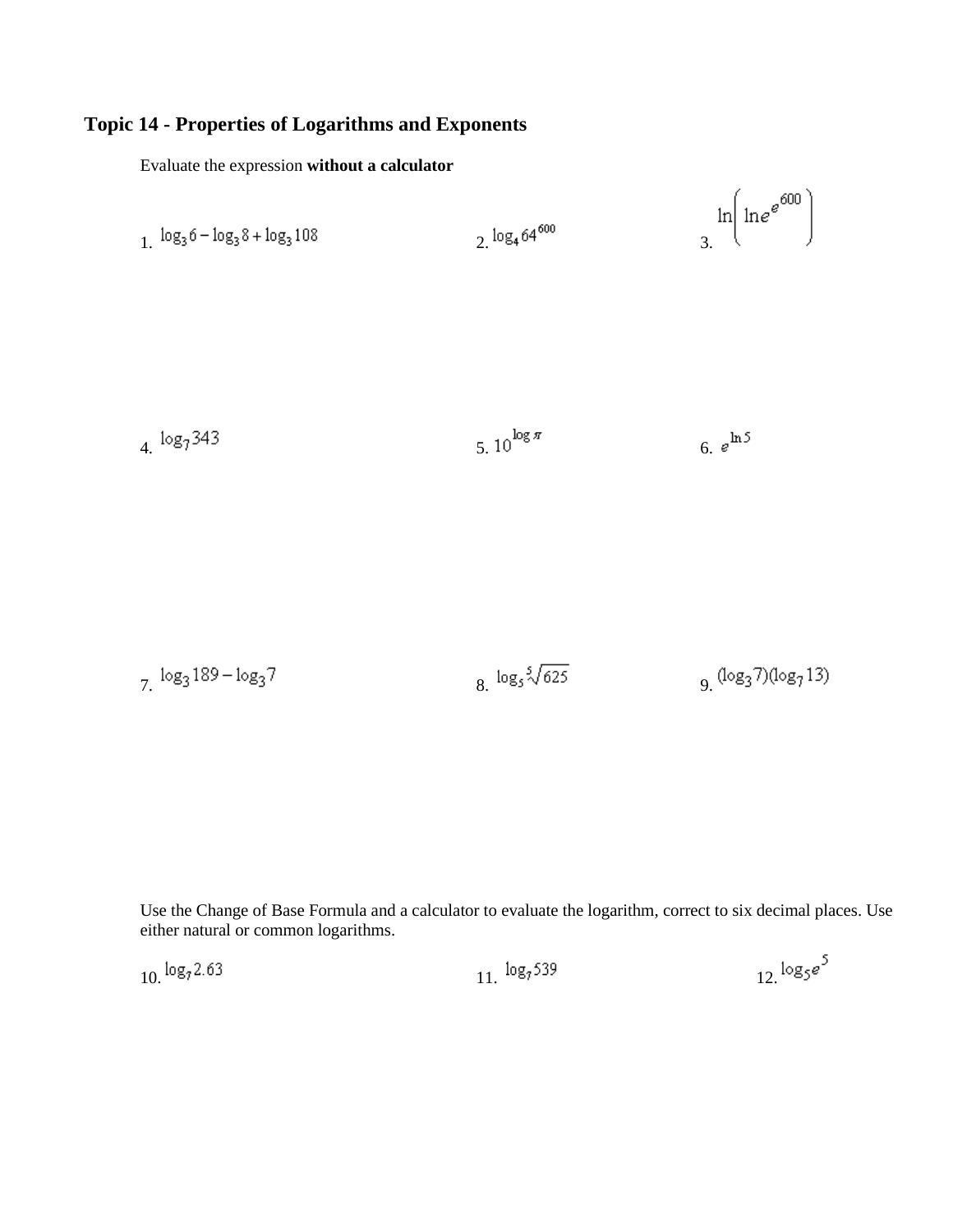## Topic 14 - Properties of Logarithms and Exponents

Evaluate the expression **without a calculator**

1. $\log_3 6 - \log_3 8 + \log_3 108$

2. $\log_4 64^{600}$

3. $\ln\left(\ln e^{e^{600}}\right)$

4. $\log_7 343$

5. $10^{\log \pi}$

6. $e^{\ln 5}$

7. $\log_3 189 - \log_3 7$

8. $\log_5 \sqrt[5]{625}$

9. $(\log_3 7)(\log_7 13)$

Use the Change of Base Formula and a calculator to evaluate the logarithm, correct to six decimal places. Use either natural or common logarithms.

10. $\log_7 2.63$

11. $\log_7 539$

12. $\log_5 e^5$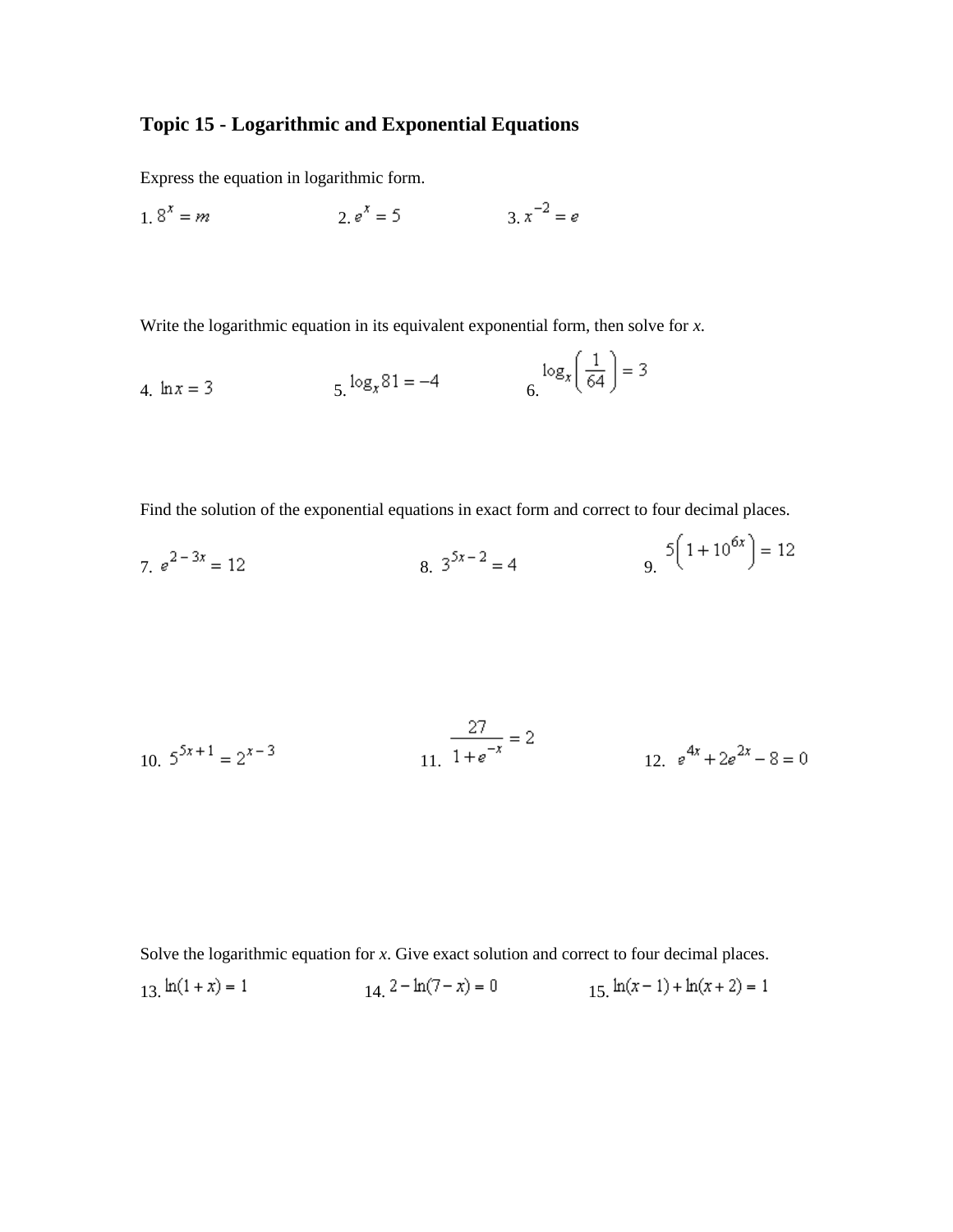# Topic 15 - Logarithmic and Exponential Equations

Express the equation in logarithmic form.

1. $8^x = m$ 2. $e^x = 5$ 3. $x^{-2} = e$

Write the logarithmic equation in its equivalent exponential form, then solve for *x*.

4. $\ln x = 3$ 5. $\log_x 81 = -4$ 6. $\log_x\left(\frac{1}{64}\right) = 3$

Find the solution of the exponential equations in exact form and correct to four decimal places.

7. $e^{2-3x} = 12$ 8. $3^{5x-2} = 4$ 9. $5\left(1+10^{6x}\right) = 12$

10. $5^{5x+1} = 2^{x-3}$ 11. $\dfrac{27}{1+e^{-x}} = 2$ 12. $e^{4x} + 2e^{2x} - 8 = 0$

Solve the logarithmic equation for *x*. Give exact solution and correct to four decimal places.

13. $\ln(1+x) = 1$ 14. $2 - \ln(7-x) = 0$ 15. $\ln(x-1) + \ln(x+2) = 1$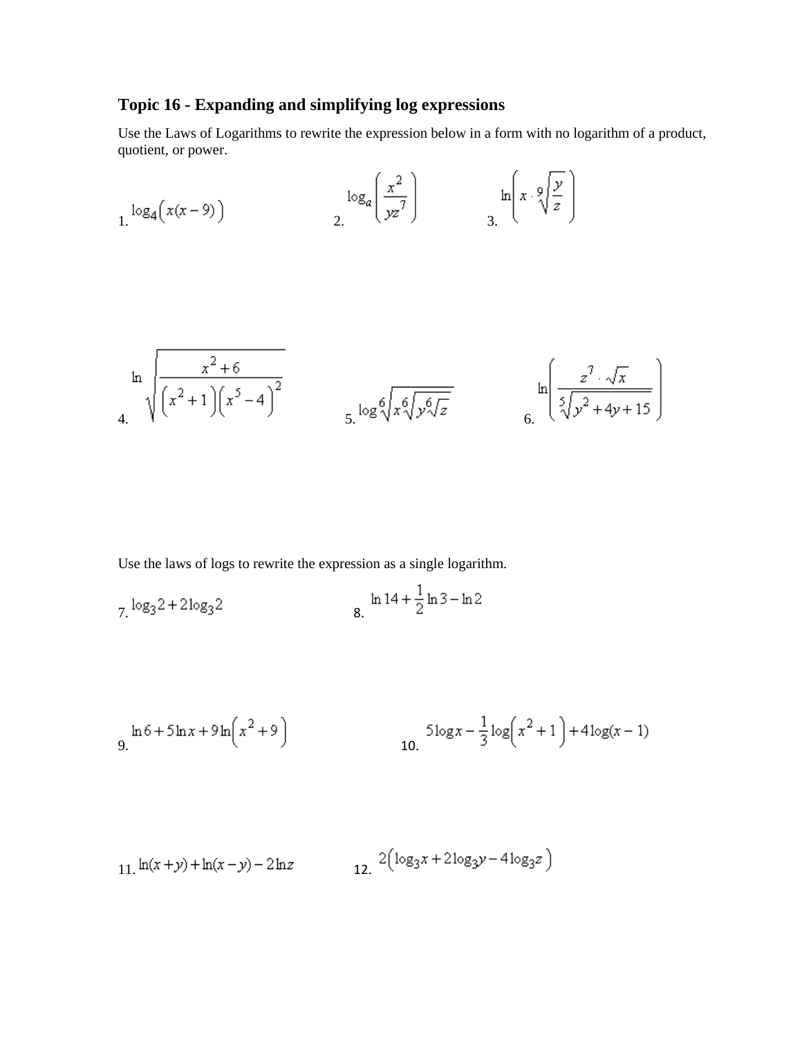## Topic 16 - Expanding and simplifying log expressions

Use the Laws of Logarithms to rewrite the expression below in a form with no logarithm of a product, quotient, or power.

1. $\log_4\left(x(x-9)\right)$

2. $\log_a\left(\dfrac{x^2}{yz^7}\right)$

3. $\ln\left(x \cdot \sqrt[9]{\dfrac{y}{z}}\right)$

4. $\ln\sqrt{\dfrac{x^2+6}{\left(x^2+1\right)\left(x^5-4\right)^2}}$

5. $\log\sqrt[6]{x\sqrt[6]{y\sqrt[6]{z}}}$

6. $\ln\left(\dfrac{z^7 \cdot \sqrt{x}}{\sqrt[5]{y^2+4y+15}}\right)$

Use the laws of logs to rewrite the expression as a single logarithm.

7. $\log_3 2 + 2\log_3 2$

8. $\ln 14 + \dfrac{1}{2}\ln 3 - \ln 2$

9. $\ln 6 + 5\ln x + 9\ln\left(x^2+9\right)$

10. $5\log x - \dfrac{1}{3}\log\left(x^2+1\right) + 4\log(x-1)$

11. $\ln(x+y) + \ln(x-y) - 2\ln z$

12. $2\left(\log_3 x + 2\log_3 y - 4\log_3 z\right)$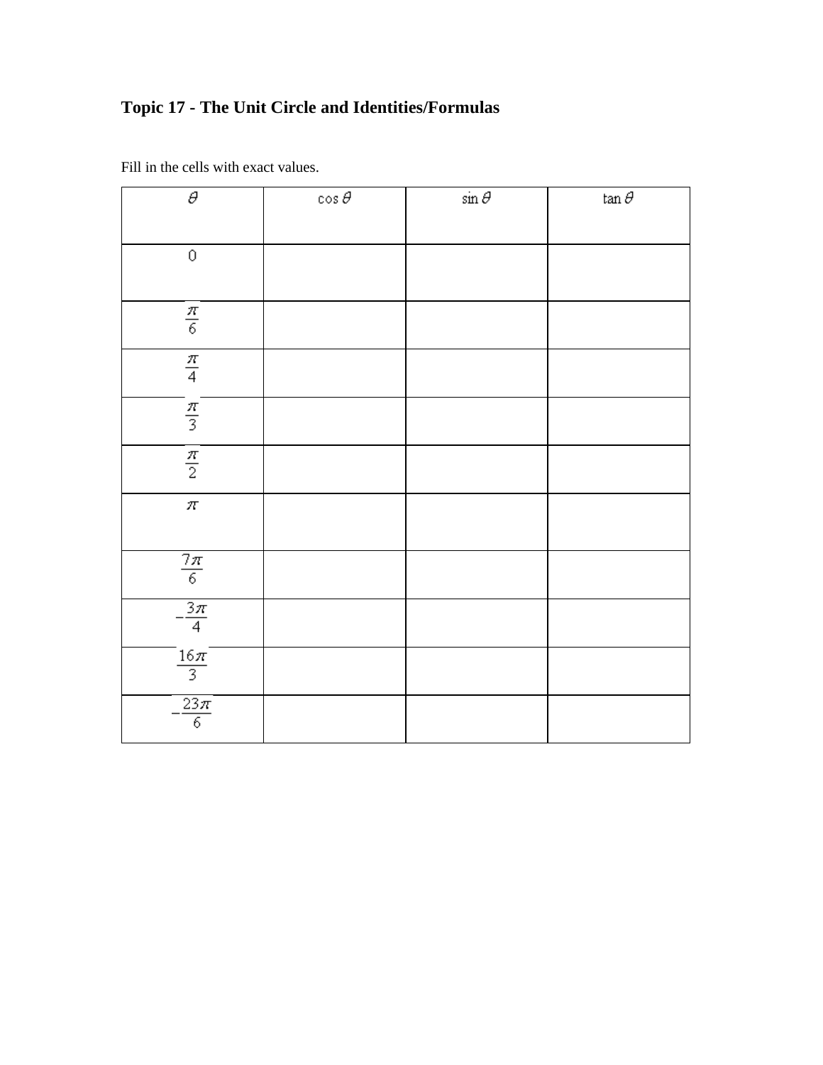# Topic 17 - The Unit Circle and Identities/Formulas

Fill in the cells with exact values.

| $\theta$ | $\cos\theta$ | $\sin\theta$ | $\tan\theta$ |
|---|---|---|---|
| $0$ | | | |
| $\frac{\pi}{6}$ | | | |
| $\frac{\pi}{4}$ | | | |
| $\frac{\pi}{3}$ | | | |
| $\frac{\pi}{2}$ | | | |
| $\pi$ | | | |
| $\frac{7\pi}{6}$ | | | |
| $-\frac{3\pi}{4}$ | | | |
| $\frac{16\pi}{3}$ | | | |
| $-\frac{23\pi}{6}$ | | | |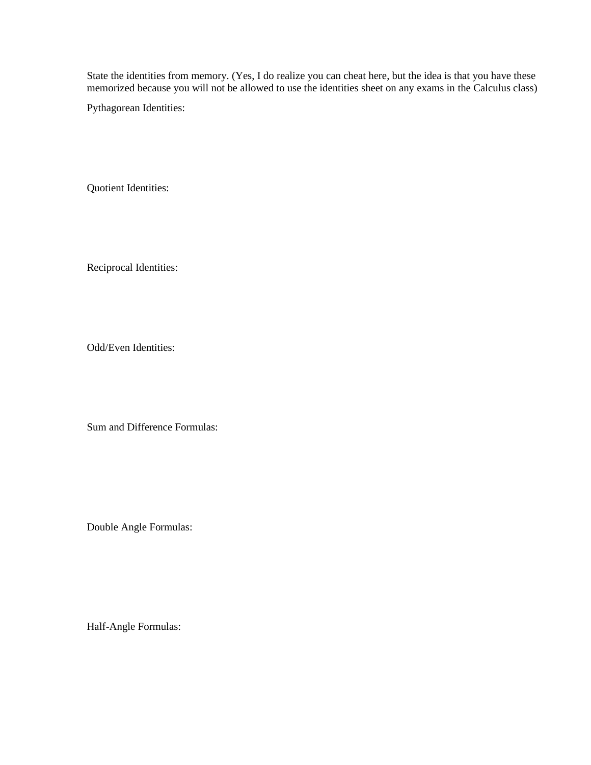State the identities from memory. (Yes, I do realize you can cheat here, but the idea is that you have these memorized because you will not be allowed to use the identities sheet on any exams in the Calculus class)

Pythagorean Identities:

Quotient Identities:

Reciprocal Identities:

Odd/Even Identities:

Sum and Difference Formulas:

Double Angle Formulas:

Half-Angle Formulas: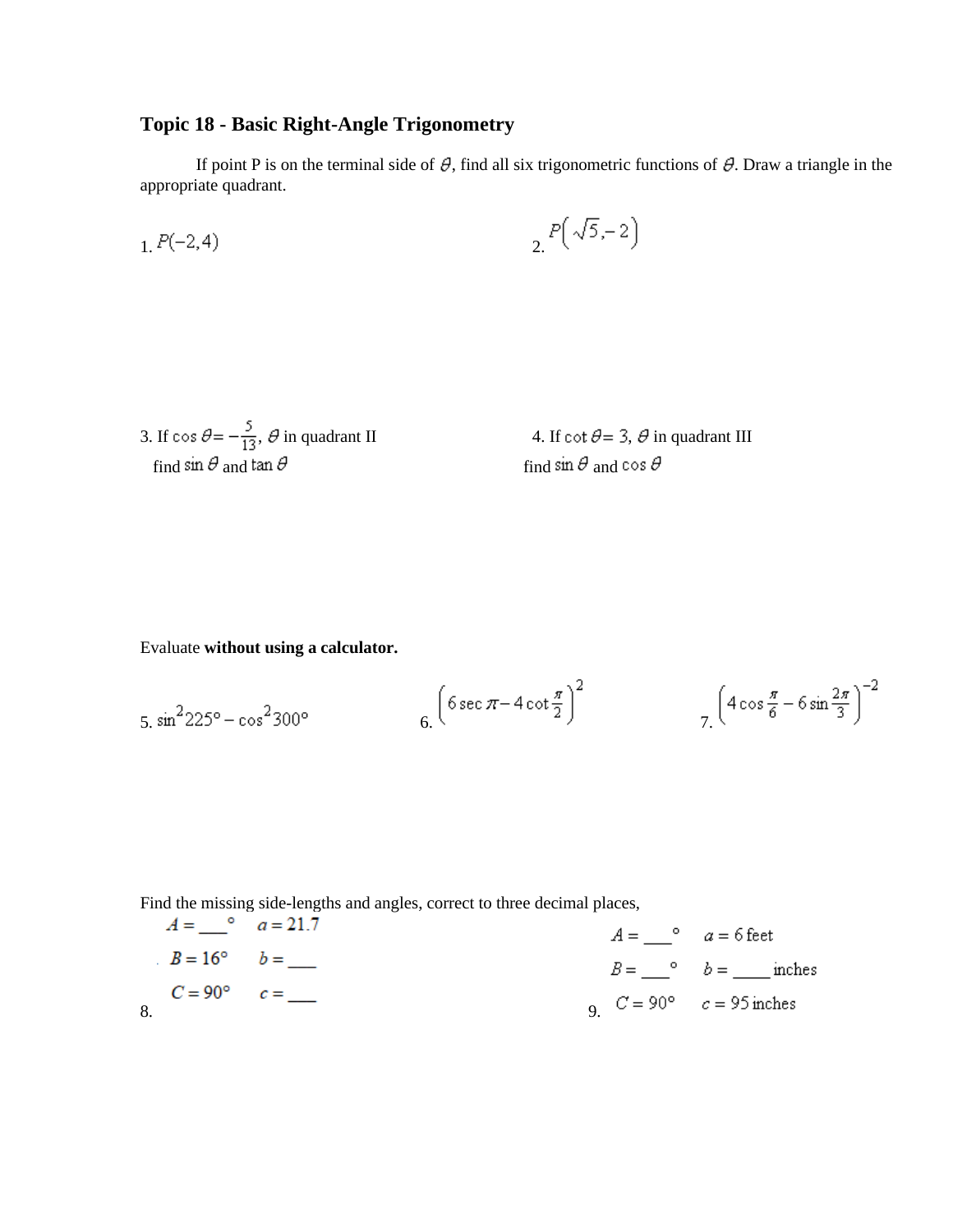## Topic 18 - Basic Right-Angle Trigonometry

If point P is on the terminal side of $\theta$, find all six trigonometric functions of $\theta$. Draw a triangle in the appropriate quadrant.

1. $P(-2,4)$

2. $P\left(\sqrt{5},-2\right)$

3. If $\cos\theta = -\frac{5}{13}$, $\theta$ in quadrant II
   find $\sin\theta$ and $\tan\theta$

4. If $\cot\theta = 3$, $\theta$ in quadrant III
   find $\sin\theta$ and $\cos\theta$

Evaluate **without using a calculator.**

5. $\sin^2 225° - \cos^2 300°$

6. $\left(6\sec\pi - 4\cot\frac{\pi}{2}\right)^2$

7. $\left(4\cos\frac{\pi}{6} - 6\sin\frac{2\pi}{3}\right)^{-2}$

Find the missing side-lengths and angles, correct to three decimal places,

8.

$A =$ ___ $°$ $\quad a = 21.7$

$B = 16°$ $\quad b =$ ___

$C = 90°$ $\quad c =$ ___

9.

$A =$ ___ $°$ $\quad a = 6$ feet

$B =$ ___ $°$ $\quad b =$ _____ inches

$C = 90°$ $\quad c = 95$ inches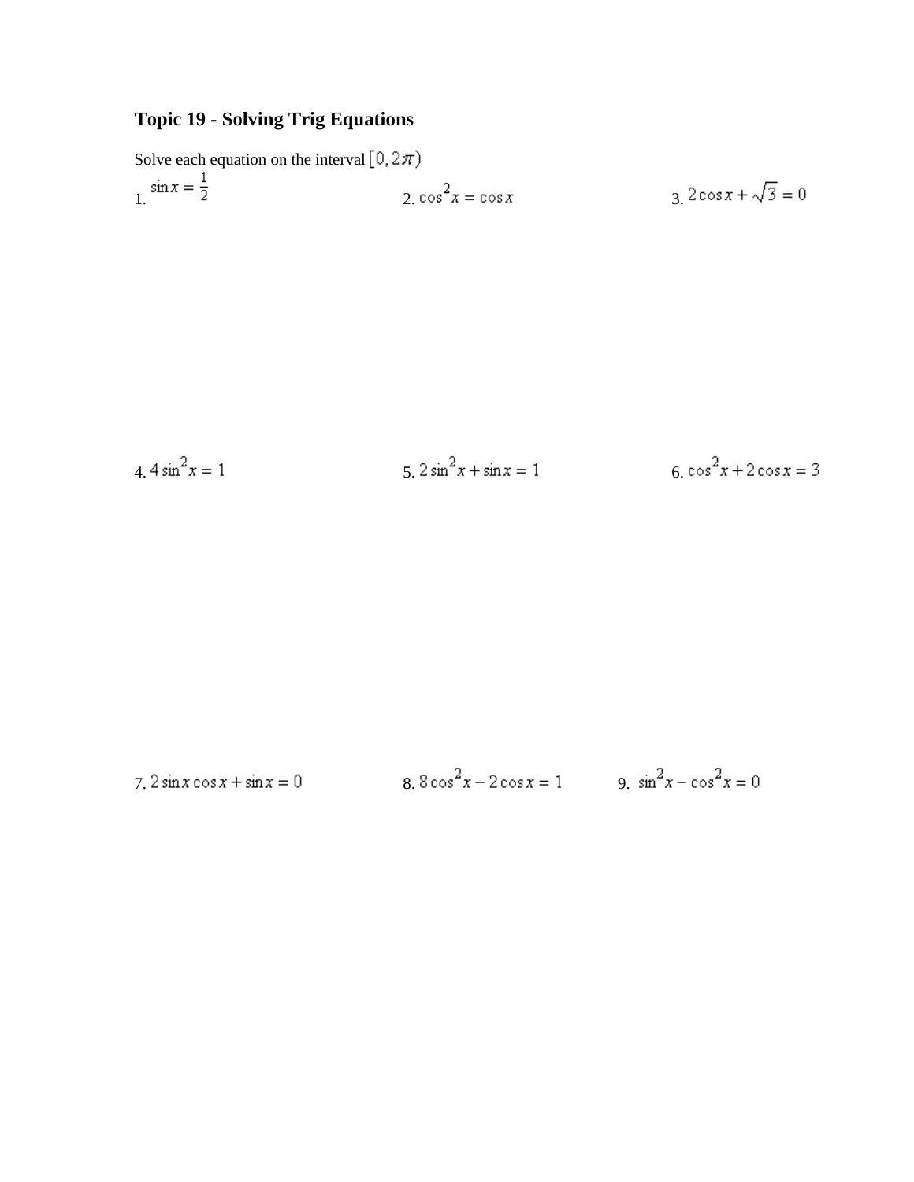# Topic 19 - Solving Trig Equations

Solve each equation on the interval $[0, 2\pi)$

1. $\sin x = \frac{1}{2}$

2. $\cos^2 x = \cos x$

3. $2\cos x + \sqrt{3} = 0$

4. $4\sin^2 x = 1$

5. $2\sin^2 x + \sin x = 1$

6. $\cos^2 x + 2\cos x = 3$

7. $2\sin x \cos x + \sin x = 0$

8. $8\cos^2 x - 2\cos x = 1$

9. $\sin^2 x - \cos^2 x = 0$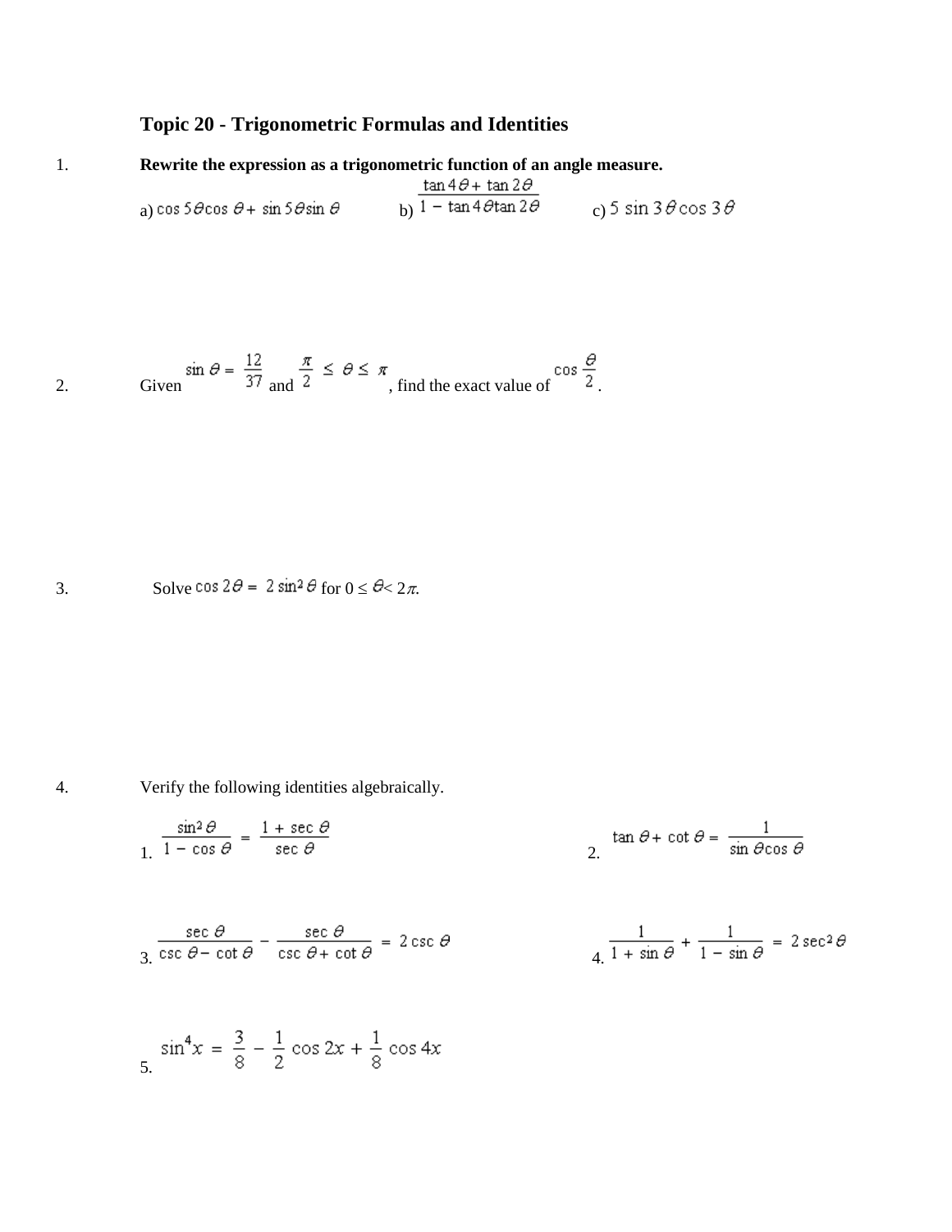## Topic 20 - Trigonometric Formulas and Identities

1. **Rewrite the expression as a trigonometric function of an angle measure.**

   a) $\cos 5\theta \cos \theta + \sin 5\theta \sin \theta$ b) $\dfrac{\tan 4\theta + \tan 2\theta}{1 - \tan 4\theta \tan 2\theta}$ c) $5 \sin 3\theta \cos 3\theta$

2. Given $\sin \theta = \dfrac{12}{37}$ and $\dfrac{\pi}{2} \le \theta \le \pi$, find the exact value of $\cos \dfrac{\theta}{2}$.

3. Solve $\cos 2\theta = 2 \sin^2 \theta$ for $0 \le \theta < 2\pi$.

4. Verify the following identities algebraically.

   1. $\dfrac{\sin^2 \theta}{1 - \cos \theta} = \dfrac{1 + \sec \theta}{\sec \theta}$

   2. $\tan \theta + \cot \theta = \dfrac{1}{\sin \theta \cos \theta}$

   3. $\dfrac{\sec \theta}{\csc \theta - \cot \theta} - \dfrac{\sec \theta}{\csc \theta + \cot \theta} = 2 \csc \theta$

   4. $\dfrac{1}{1 + \sin \theta} + \dfrac{1}{1 - \sin \theta} = 2 \sec^2 \theta$

   5. $\sin^4 x = \dfrac{3}{8} - \dfrac{1}{2} \cos 2x + \dfrac{1}{8} \cos 4x$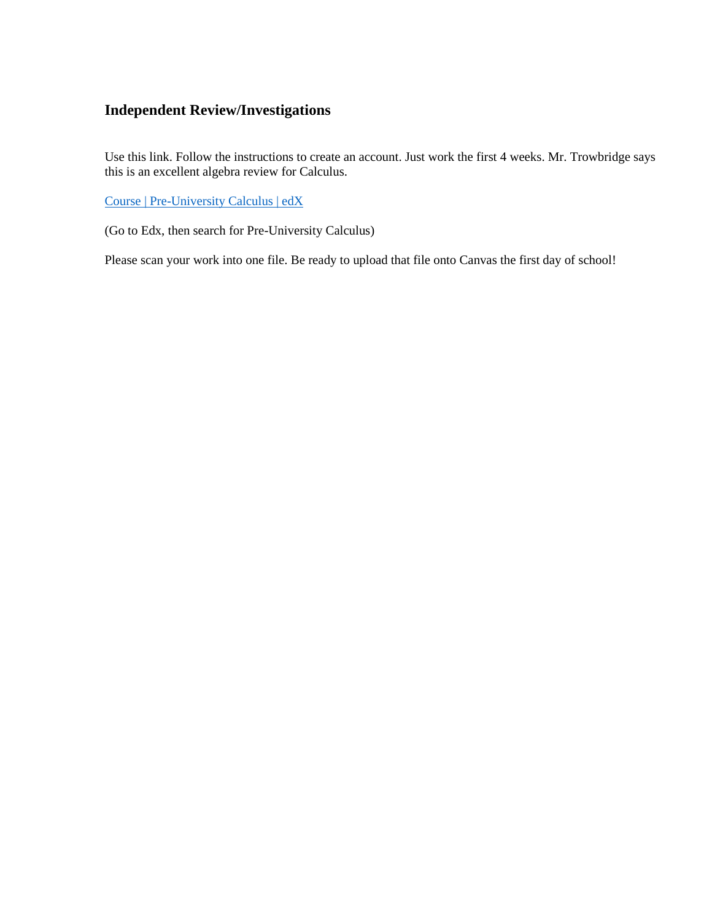## Independent Review/Investigations

Use this link. Follow the instructions to create an account. Just work the first 4 weeks. Mr. Trowbridge says this is an excellent algebra review for Calculus.

Course | Pre-University Calculus | edX

(Go to Edx, then search for Pre-University Calculus)

Please scan your work into one file. Be ready to upload that file onto Canvas the first day of school!